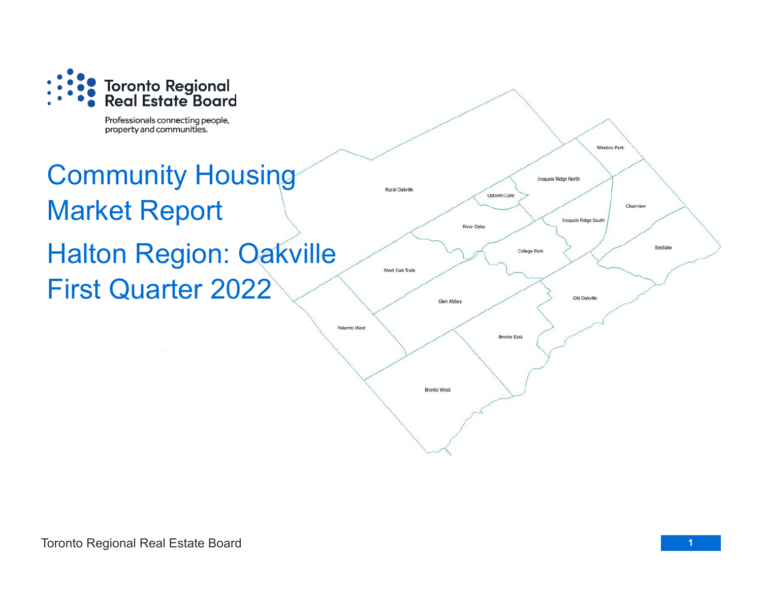Toronto Regional Real Estate Board

Professionals connecting people, property and communities.

# Community Housing Market Report

# Halton Region: Oakville First Quarter 2022

Rural Oakville

Winston Park

Iroquois Ridge North

Uptown Core

Clearview

River Oaks

Iroquois Ridge South

Eastlake

College Park

West Oak Trails

Old Oakville

Glen Abbey

Palermo West

Bronte East

Bronte West

Toronto Regional Real Estate Board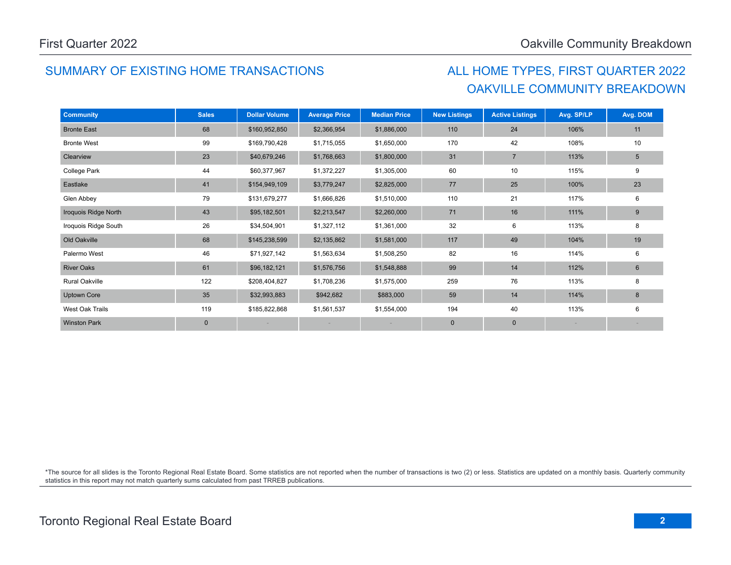## SUMMARY OF EXISTING HOME TRANSACTIONS

## ALL HOME TYPES, FIRST QUARTER 2022
## OAKVILLE COMMUNITY BREAKDOWN

| Community | Sales | Dollar Volume | Average Price | Median Price | New Listings | Active Listings | Avg. SP/LP | Avg. DOM |
|---|---|---|---|---|---|---|---|---|
| Bronte East | 68 | $160,952,850 | $2,366,954 | $1,886,000 | 110 | 24 | 106% | 11 |
| Bronte West | 99 | $169,790,428 | $1,715,055 | $1,650,000 | 170 | 42 | 108% | 10 |
| Clearview | 23 | $40,679,246 | $1,768,663 | $1,800,000 | 31 | 7 | 113% | 5 |
| College Park | 44 | $60,377,967 | $1,372,227 | $1,305,000 | 60 | 10 | 115% | 9 |
| Eastlake | 41 | $154,949,109 | $3,779,247 | $2,825,000 | 77 | 25 | 100% | 23 |
| Glen Abbey | 79 | $131,679,277 | $1,666,826 | $1,510,000 | 110 | 21 | 117% | 6 |
| Iroquois Ridge North | 43 | $95,182,501 | $2,213,547 | $2,260,000 | 71 | 16 | 111% | 9 |
| Iroquois Ridge South | 26 | $34,504,901 | $1,327,112 | $1,361,000 | 32 | 6 | 113% | 8 |
| Old Oakville | 68 | $145,238,599 | $2,135,862 | $1,581,000 | 117 | 49 | 104% | 19 |
| Palermo West | 46 | $71,927,142 | $1,563,634 | $1,508,250 | 82 | 16 | 114% | 6 |
| River Oaks | 61 | $96,182,121 | $1,576,756 | $1,548,888 | 99 | 14 | 112% | 6 |
| Rural Oakville | 122 | $208,404,827 | $1,708,236 | $1,575,000 | 259 | 76 | 113% | 8 |
| Uptown Core | 35 | $32,993,883 | $942,682 | $883,000 | 59 | 14 | 114% | 8 |
| West Oak Trails | 119 | $185,822,868 | $1,561,537 | $1,554,000 | 194 | 40 | 113% | 6 |
| Winston Park | 0 | - | - | - | 0 | 0 | - | - |

*The source for all slides is the Toronto Regional Real Estate Board. Some statistics are not reported when the number of transactions is two (2) or less. Statistics are updated on a monthly basis. Quarterly community statistics in this report may not match quarterly sums calculated from past TRREB publications.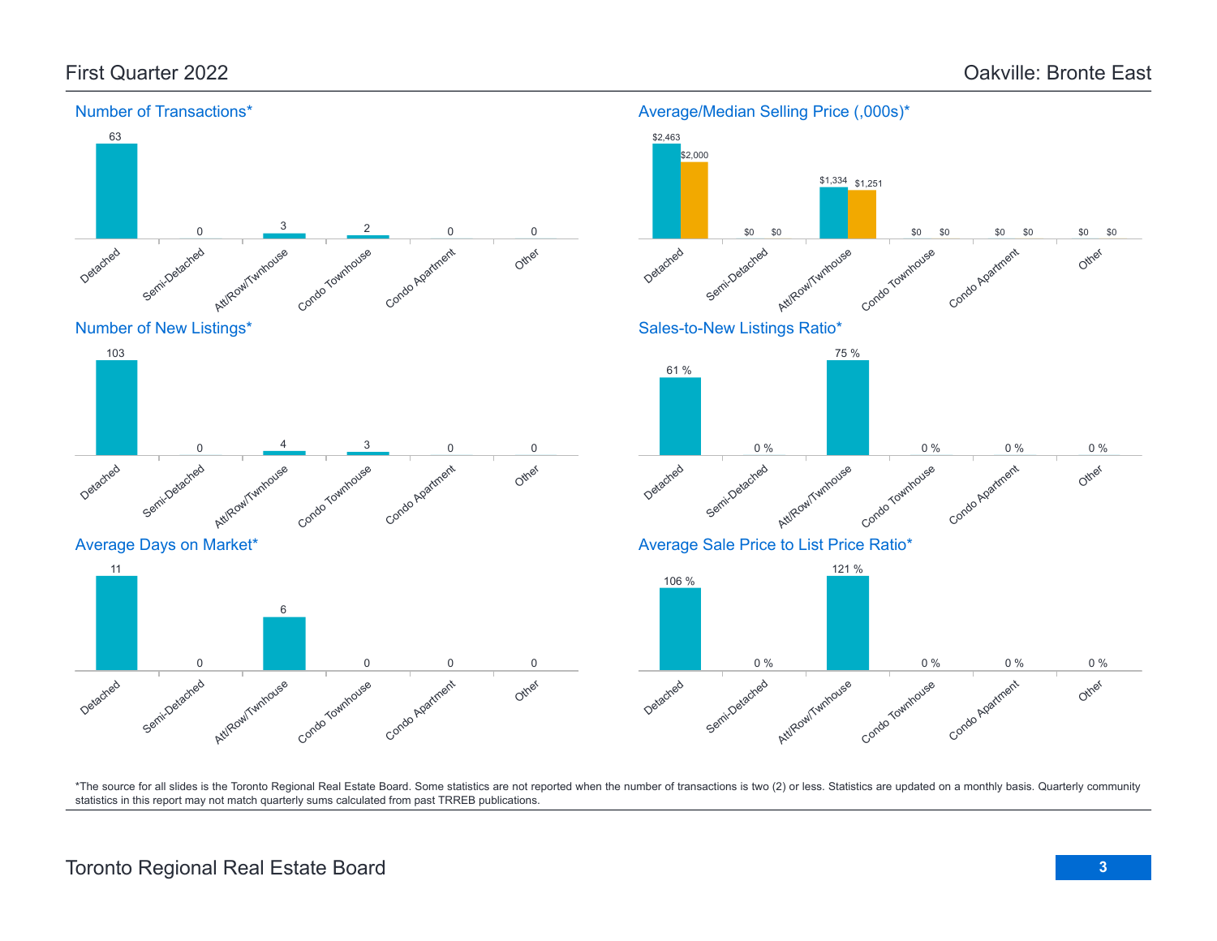First Quarter 2022

Oakville: Bronte East

### Number of Transactions*

| Detached | Semi-Detached | Att/Row/Twnhouse | Condo Townhouse | Condo Apartment | Other |
|---|---|---|---|---|---|
| 63 | 0 | 3 | 2 | 0 | 0 |

### Average/Median Selling Price (,000s)*

| | Detached | Semi-Detached | Att/Row/Twnhouse | Condo Townhouse | Condo Apartment | Other |
|---|---|---|---|---|---|---|
| Average | $2,463 | $0 | $1,334 | $0 | $0 | $0 |
| Median | $2,000 | $0 | $1,251 | $0 | $0 | $0 |

### Number of New Listings*

| Detached | Semi-Detached | Att/Row/Twnhouse | Condo Townhouse | Condo Apartment | Other |
|---|---|---|---|---|---|
| 103 | 0 | 4 | 3 | 0 | 0 |

### Sales-to-New Listings Ratio*

| Detached | Semi-Detached | Att/Row/Twnhouse | Condo Townhouse | Condo Apartment | Other |
|---|---|---|---|---|---|
| 61 % | 0 % | 75 % | 0 % | 0 % | 0 % |

### Average Days on Market*

| Detached | Semi-Detached | Att/Row/Twnhouse | Condo Townhouse | Condo Apartment | Other |
|---|---|---|---|---|---|
| 11 | 0 | 6 | 0 | 0 | 0 |

### Average Sale Price to List Price Ratio*

| Detached | Semi-Detached | Att/Row/Twnhouse | Condo Townhouse | Condo Apartment | Other |
|---|---|---|---|---|---|
| 106 % | 0 % | 121 % | 0 % | 0 % | 0 % |

*The source for all slides is the Toronto Regional Real Estate Board. Some statistics are not reported when the number of transactions is two (2) or less. Statistics are updated on a monthly basis. Quarterly community statistics in this report may not match quarterly sums calculated from past TRREB publications.

Toronto Regional Real Estate Board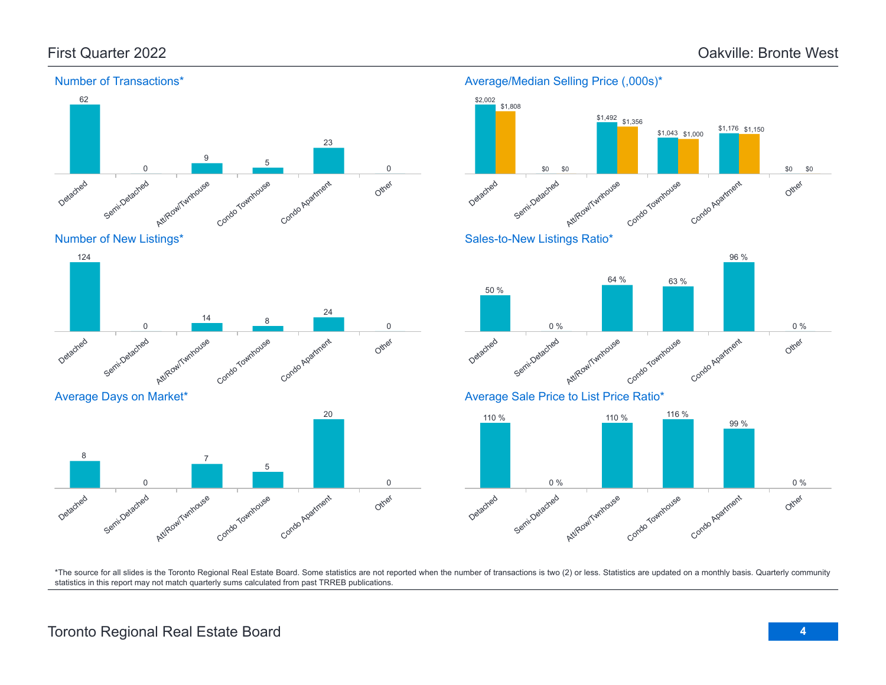First Quarter 2022

Oakville: Bronte West

### Number of Transactions*

| Detached | Semi-Detached | Att/Row/Twnhouse | Condo Townhouse | Condo Apartment | Other |
|---|---|---|---|---|---|
| 62 | 0 | 9 | 5 | 23 | 0 |

### Average/Median Selling Price (,000s)*

| | Detached | Semi-Detached | Att/Row/Twnhouse | Condo Townhouse | Condo Apartment | Other |
|---|---|---|---|---|---|---|
| Average | $2,002 | $0 | $1,492 | $1,043 | $1,176 | $0 |
| Median | $1,808 | $0 | $1,356 | $1,000 | $1,150 | $0 |

### Number of New Listings*

| Detached | Semi-Detached | Att/Row/Twnhouse | Condo Townhouse | Condo Apartment | Other |
|---|---|---|---|---|---|
| 124 | 0 | 14 | 8 | 24 | 0 |

### Sales-to-New Listings Ratio*

| Detached | Semi-Detached | Att/Row/Twnhouse | Condo Townhouse | Condo Apartment | Other |
|---|---|---|---|---|---|
| 50 % | 0 % | 64 % | 63 % | 96 % | 0 % |

### Average Days on Market*

| Detached | Semi-Detached | Att/Row/Twnhouse | Condo Townhouse | Condo Apartment | Other |
|---|---|---|---|---|---|
| 8 | 0 | 7 | 5 | 20 | 0 |

### Average Sale Price to List Price Ratio*

| Detached | Semi-Detached | Att/Row/Twnhouse | Condo Townhouse | Condo Apartment | Other |
|---|---|---|---|---|---|
| 110 % | 0 % | 110 % | 116 % | 99 % | 0 % |

*The source for all slides is the Toronto Regional Real Estate Board. Some statistics are not reported when the number of transactions is two (2) or less. Statistics are updated on a monthly basis. Quarterly community statistics in this report may not match quarterly sums calculated from past TRREB publications.

Toronto Regional Real Estate Board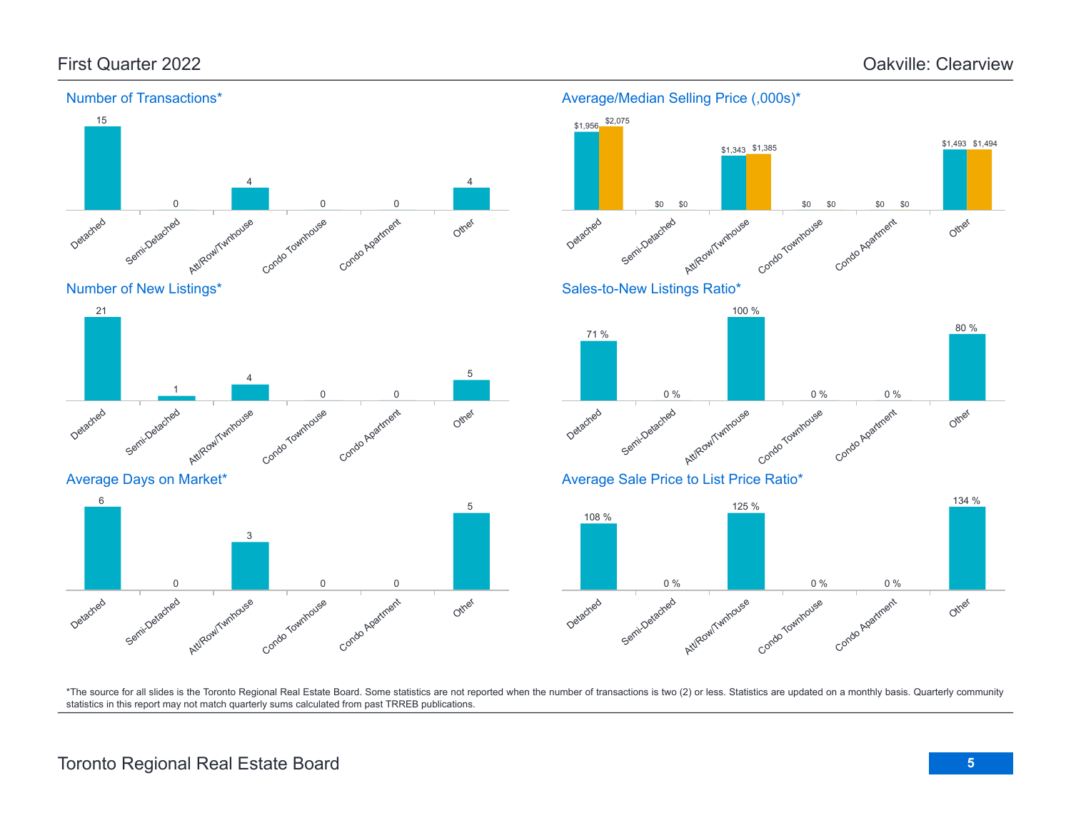# First Quarter 2022 — Oakville: Clearview

## Number of Transactions*

| Detached | Semi-Detached | Att/Row/Twnhouse | Condo Townhouse | Condo Apartment | Other |
|---|---|---|---|---|---|
| 15 | 0 | 4 | 0 | 0 | 4 |

## Average/Median Selling Price (,000s)*

| | Detached | Semi-Detached | Att/Row/Twnhouse | Condo Townhouse | Condo Apartment | Other |
|---|---|---|---|---|---|---|
| Average | $1,956 | $0 | $1,343 | $0 | $0 | $1,493 |
| Median | $2,075 | $0 | $1,385 | $0 | $0 | $1,494 |

## Number of New Listings*

| Detached | Semi-Detached | Att/Row/Twnhouse | Condo Townhouse | Condo Apartment | Other |
|---|---|---|---|---|---|
| 21 | 1 | 4 | 0 | 0 | 5 |

## Sales-to-New Listings Ratio*

| Detached | Semi-Detached | Att/Row/Twnhouse | Condo Townhouse | Condo Apartment | Other |
|---|---|---|---|---|---|
| 71 % | 0 % | 100 % | 0 % | 0 % | 80 % |

## Average Days on Market*

| Detached | Semi-Detached | Att/Row/Twnhouse | Condo Townhouse | Condo Apartment | Other |
|---|---|---|---|---|---|
| 6 | 0 | 3 | 0 | 0 | 5 |

## Average Sale Price to List Price Ratio*

| Detached | Semi-Detached | Att/Row/Twnhouse | Condo Townhouse | Condo Apartment | Other |
|---|---|---|---|---|---|
| 108 % | 0 % | 125 % | 0 % | 0 % | 134 % |

*The source for all slides is the Toronto Regional Real Estate Board. Some statistics are not reported when the number of transactions is two (2) or less. Statistics are updated on a monthly basis. Quarterly community statistics in this report may not match quarterly sums calculated from past TRREB publications.

Toronto Regional Real Estate Board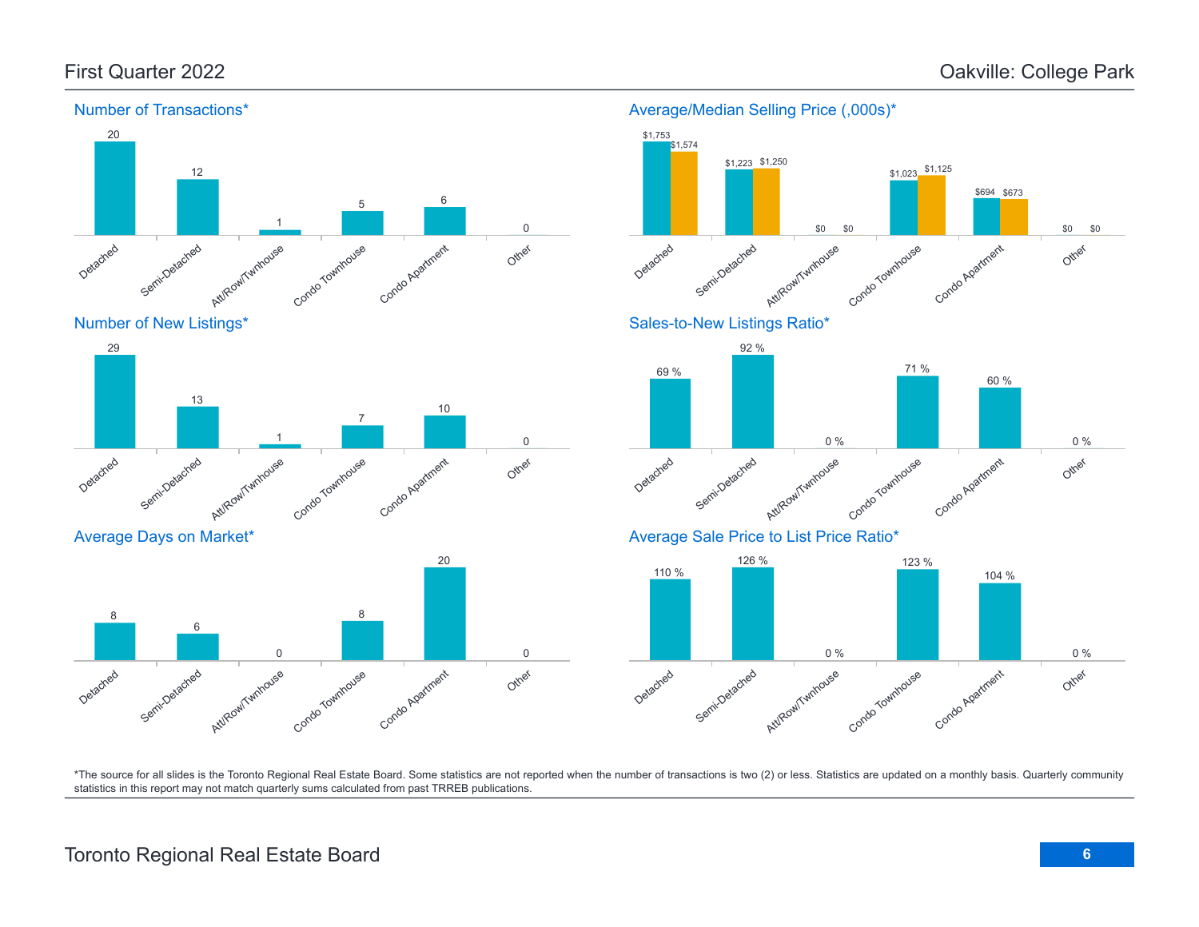## First Quarter 2022 — Oakville: College Park

### Number of Transactions*

| Detached | Semi-Detached | Att/Row/Twnhouse | Condo Townhouse | Condo Apartment | Other |
|---|---|---|---|---|---|
| 20 | 12 | 1 | 5 | 6 | 0 |

### Average/Median Selling Price (,000s)*

| | Detached | Semi-Detached | Att/Row/Twnhouse | Condo Townhouse | Condo Apartment | Other |
|---|---|---|---|---|---|---|
| Average | $1,753 | $1,223 | $0 | $1,023 | $694 | $0 |
| Median | $1,574 | $1,250 | $0 | $1,125 | $673 | $0 |

### Number of New Listings*

| Detached | Semi-Detached | Att/Row/Twnhouse | Condo Townhouse | Condo Apartment | Other |
|---|---|---|---|---|---|
| 29 | 13 | 1 | 7 | 10 | 0 |

### Sales-to-New Listings Ratio*

| Detached | Semi-Detached | Att/Row/Twnhouse | Condo Townhouse | Condo Apartment | Other |
|---|---|---|---|---|---|
| 69 % | 92 % | 0 % | 71 % | 60 % | 0 % |

### Average Days on Market*

| Detached | Semi-Detached | Att/Row/Twnhouse | Condo Townhouse | Condo Apartment | Other |
|---|---|---|---|---|---|
| 8 | 6 | 0 | 8 | 20 | 0 |

### Average Sale Price to List Price Ratio*

| Detached | Semi-Detached | Att/Row/Twnhouse | Condo Townhouse | Condo Apartment | Other |
|---|---|---|---|---|---|
| 110 % | 126 % | 0 % | 123 % | 104 % | 0 % |

*The source for all slides is the Toronto Regional Real Estate Board. Some statistics are not reported when the number of transactions is two (2) or less. Statistics are updated on a monthly basis. Quarterly community statistics in this report may not match quarterly sums calculated from past TRREB publications.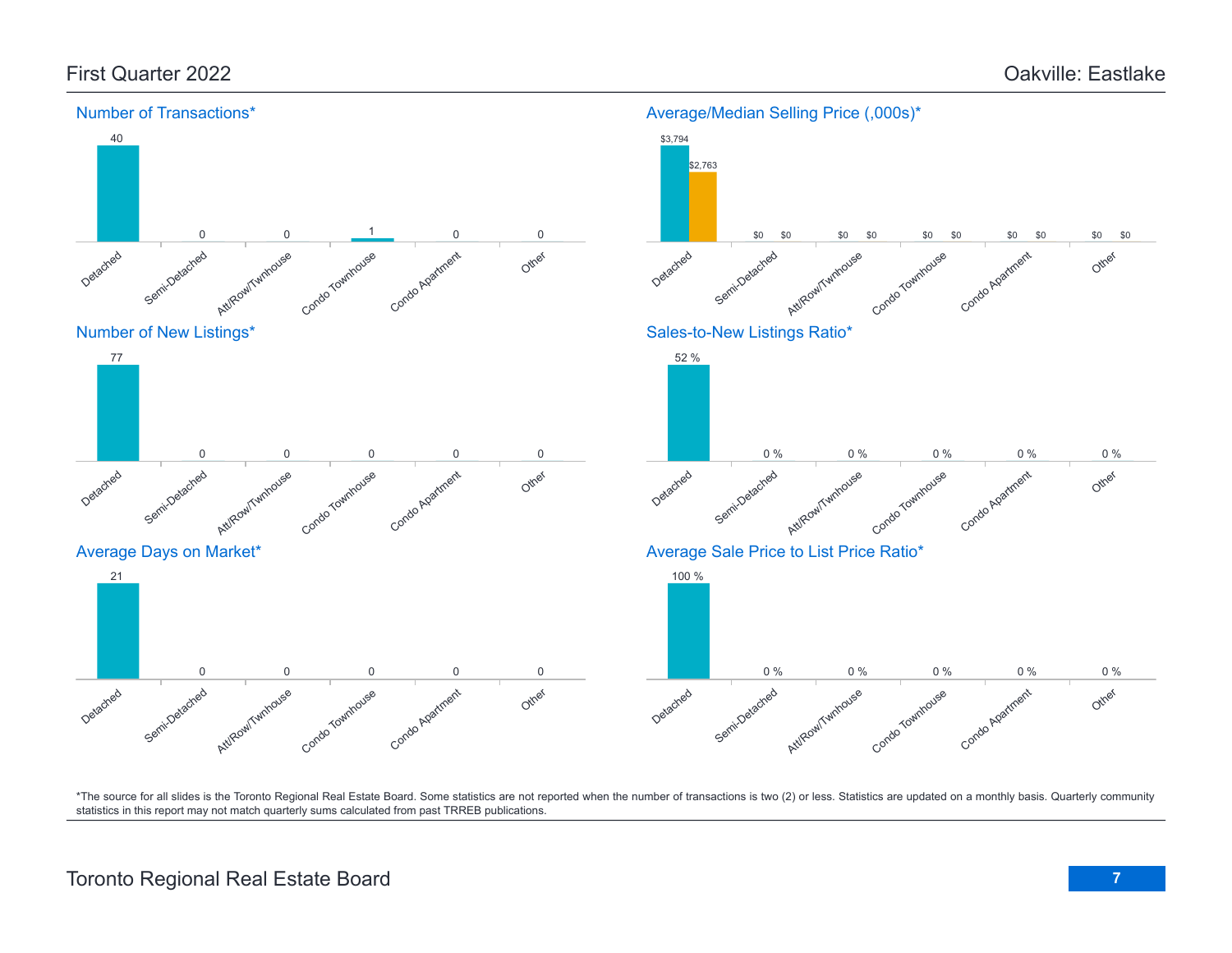# First Quarter 2022

# Oakville: Eastlake

## Number of Transactions*

| Detached | Semi-Detached | Att/Row/Twnhouse | Condo Townhouse | Condo Apartment | Other |
|---|---|---|---|---|---|
| 40 | 0 | 0 | 1 | 0 | 0 |

## Average/Median Selling Price (,000s)*

| | Detached | Semi-Detached | Att/Row/Twnhouse | Condo Townhouse | Condo Apartment | Other |
|---|---|---|---|---|---|---|
| Average | $3,794 | $0 | $0 | $0 | $0 | $0 |
| Median | $2,763 | $0 | $0 | $0 | $0 | $0 |

## Number of New Listings*

| Detached | Semi-Detached | Att/Row/Twnhouse | Condo Townhouse | Condo Apartment | Other |
|---|---|---|---|---|---|
| 77 | 0 | 0 | 0 | 0 | 0 |

## Sales-to-New Listings Ratio*

| Detached | Semi-Detached | Att/Row/Twnhouse | Condo Townhouse | Condo Apartment | Other |
|---|---|---|---|---|---|
| 52 % | 0 % | 0 % | 0 % | 0 % | 0 % |

## Average Days on Market*

| Detached | Semi-Detached | Att/Row/Twnhouse | Condo Townhouse | Condo Apartment | Other |
|---|---|---|---|---|---|
| 21 | 0 | 0 | 0 | 0 | 0 |

## Average Sale Price to List Price Ratio*

| Detached | Semi-Detached | Att/Row/Twnhouse | Condo Townhouse | Condo Apartment | Other |
|---|---|---|---|---|---|
| 100 % | 0 % | 0 % | 0 % | 0 % | 0 % |

*The source for all slides is the Toronto Regional Real Estate Board. Some statistics are not reported when the number of transactions is two (2) or less. Statistics are updated on a monthly basis. Quarterly community statistics in this report may not match quarterly sums calculated from past TRREB publications.

Toronto Regional Real Estate Board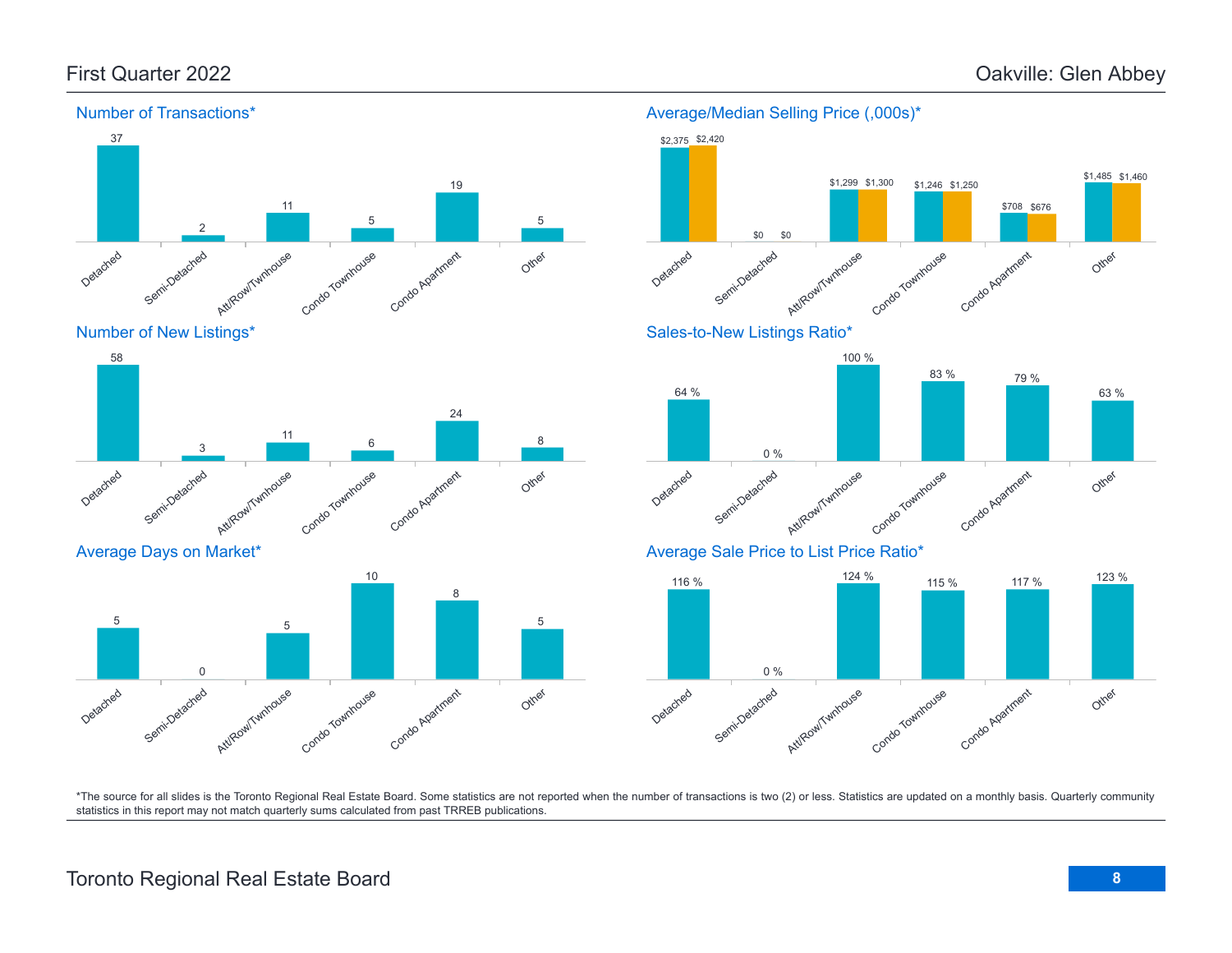# First Quarter 2022

# Oakville: Glen Abbey

## Number of Transactions*

| Detached | Semi-Detached | Att/Row/Twnhouse | Condo Townhouse | Condo Apartment | Other |
|---|---|---|---|---|---|
| 37 | 2 | 11 | 5 | 19 | 5 |

## Average/Median Selling Price (,000s)*

| | Detached | Semi-Detached | Att/Row/Twnhouse | Condo Townhouse | Condo Apartment | Other |
|---|---|---|---|---|---|---|
| Average | $2,375 | $0 | $1,299 | $1,246 | $708 | $1,485 |
| Median | $2,420 | $0 | $1,300 | $1,250 | $676 | $1,460 |

## Number of New Listings*

| Detached | Semi-Detached | Att/Row/Twnhouse | Condo Townhouse | Condo Apartment | Other |
|---|---|---|---|---|---|
| 58 | 3 | 11 | 6 | 24 | 8 |

## Sales-to-New Listings Ratio*

| Detached | Semi-Detached | Att/Row/Twnhouse | Condo Townhouse | Condo Apartment | Other |
|---|---|---|---|---|---|
| 64 % | 0 % | 100 % | 83 % | 79 % | 63 % |

## Average Days on Market*

| Detached | Semi-Detached | Att/Row/Twnhouse | Condo Townhouse | Condo Apartment | Other |
|---|---|---|---|---|---|
| 5 | 0 | 5 | 10 | 8 | 5 |

## Average Sale Price to List Price Ratio*

| Detached | Semi-Detached | Att/Row/Twnhouse | Condo Townhouse | Condo Apartment | Other |
|---|---|---|---|---|---|
| 116 % | 0 % | 124 % | 115 % | 117 % | 123 % |

*The source for all slides is the Toronto Regional Real Estate Board. Some statistics are not reported when the number of transactions is two (2) or less. Statistics are updated on a monthly basis. Quarterly community statistics in this report may not match quarterly sums calculated from past TRREB publications.

Toronto Regional Real Estate Board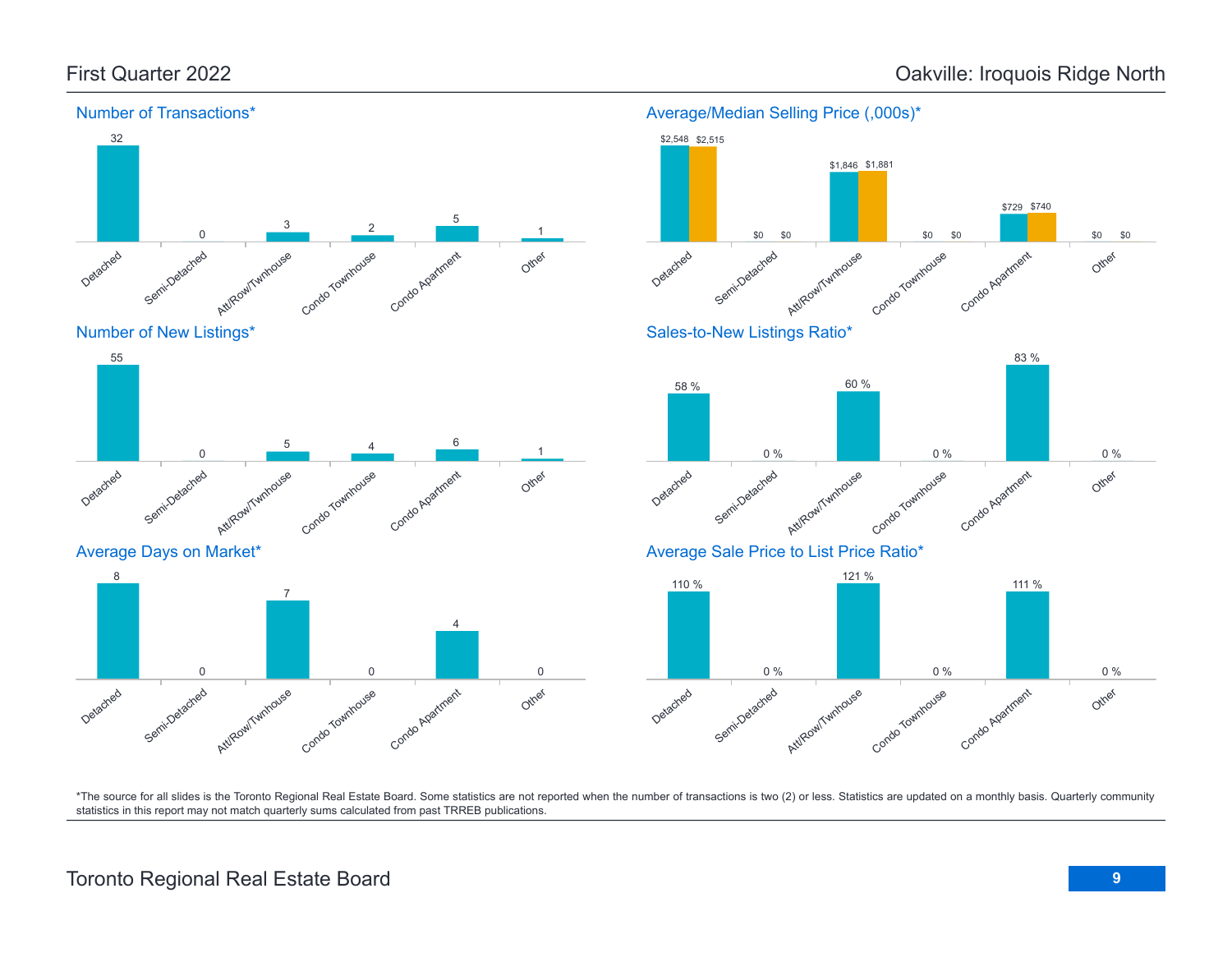## First Quarter 2022

## Oakville: Iroquois Ridge North

### Number of Transactions*

| Detached | Semi-Detached | Att/Row/Twnhouse | Condo Townhouse | Condo Apartment | Other |
|---|---|---|---|---|---|
| 32 | 0 | 3 | 2 | 5 | 1 |

### Average/Median Selling Price (,000s)*

| | Detached | Semi-Detached | Att/Row/Twnhouse | Condo Townhouse | Condo Apartment | Other |
|---|---|---|---|---|---|---|
| Average | $2,548 | $0 | $1,846 | $0 | $729 | $0 |
| Median | $2,515 | $0 | $1,881 | $0 | $740 | $0 |

### Number of New Listings*

| Detached | Semi-Detached | Att/Row/Twnhouse | Condo Townhouse | Condo Apartment | Other |
|---|---|---|---|---|---|
| 55 | 0 | 5 | 4 | 6 | 1 |

### Sales-to-New Listings Ratio*

| Detached | Semi-Detached | Att/Row/Twnhouse | Condo Townhouse | Condo Apartment | Other |
|---|---|---|---|---|---|
| 58 % | 0 % | 60 % | 0 % | 83 % | 0 % |

### Average Days on Market*

| Detached | Semi-Detached | Att/Row/Twnhouse | Condo Townhouse | Condo Apartment | Other |
|---|---|---|---|---|---|
| 8 | 0 | 7 | 0 | 4 | 0 |

### Average Sale Price to List Price Ratio*

| Detached | Semi-Detached | Att/Row/Twnhouse | Condo Townhouse | Condo Apartment | Other |
|---|---|---|---|---|---|
| 110 % | 0 % | 121 % | 0 % | 111 % | 0 % |

*The source for all slides is the Toronto Regional Real Estate Board. Some statistics are not reported when the number of transactions is two (2) or less. Statistics are updated on a monthly basis. Quarterly community statistics in this report may not match quarterly sums calculated from past TRREB publications.

Toronto Regional Real Estate Board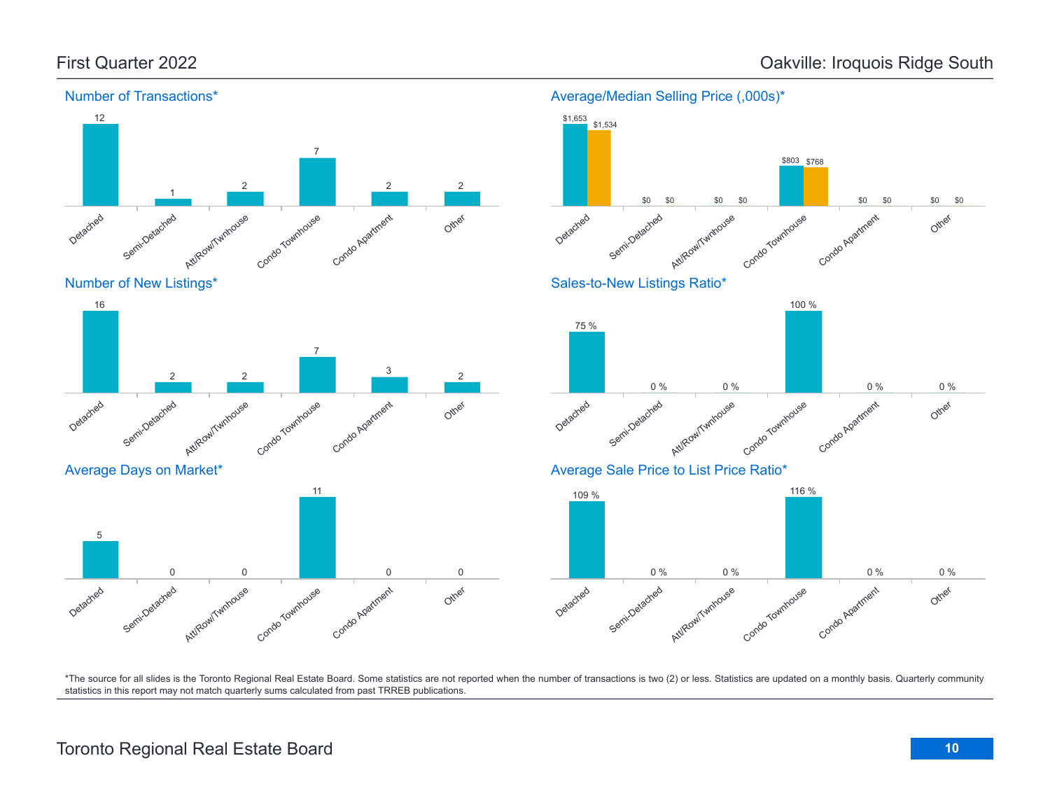# First Quarter 2022

# Oakville: Iroquois Ridge South

## Number of Transactions*

| Detached | Semi-Detached | Att/Row/Twnhouse | Condo Townhouse | Condo Apartment | Other |
|---|---|---|---|---|---|
| 12 | 1 | 2 | 7 | 2 | 2 |

## Average/Median Selling Price (,000s)*

| | Detached | Semi-Detached | Att/Row/Twnhouse | Condo Townhouse | Condo Apartment | Other |
|---|---|---|---|---|---|---|
| Average | $1,653 | $0 | $0 | $803 | $0 | $0 |
| Median | $1,534 | $0 | $0 | $768 | $0 | $0 |

## Number of New Listings*

| Detached | Semi-Detached | Att/Row/Twnhouse | Condo Townhouse | Condo Apartment | Other |
|---|---|---|---|---|---|
| 16 | 2 | 2 | 7 | 3 | 2 |

## Sales-to-New Listings Ratio*

| Detached | Semi-Detached | Att/Row/Twnhouse | Condo Townhouse | Condo Apartment | Other |
|---|---|---|---|---|---|
| 75 % | 0 % | 0 % | 100 % | 0 % | 0 % |

## Average Days on Market*

| Detached | Semi-Detached | Att/Row/Twnhouse | Condo Townhouse | Condo Apartment | Other |
|---|---|---|---|---|---|
| 5 | 0 | 0 | 11 | 0 | 0 |

## Average Sale Price to List Price Ratio*

| Detached | Semi-Detached | Att/Row/Twnhouse | Condo Townhouse | Condo Apartment | Other |
|---|---|---|---|---|---|
| 109 % | 0 % | 0 % | 116 % | 0 % | 0 % |

*The source for all slides is the Toronto Regional Real Estate Board. Some statistics are not reported when the number of transactions is two (2) or less. Statistics are updated on a monthly basis. Quarterly community statistics in this report may not match quarterly sums calculated from past TRREB publications.

Toronto Regional Real Estate Board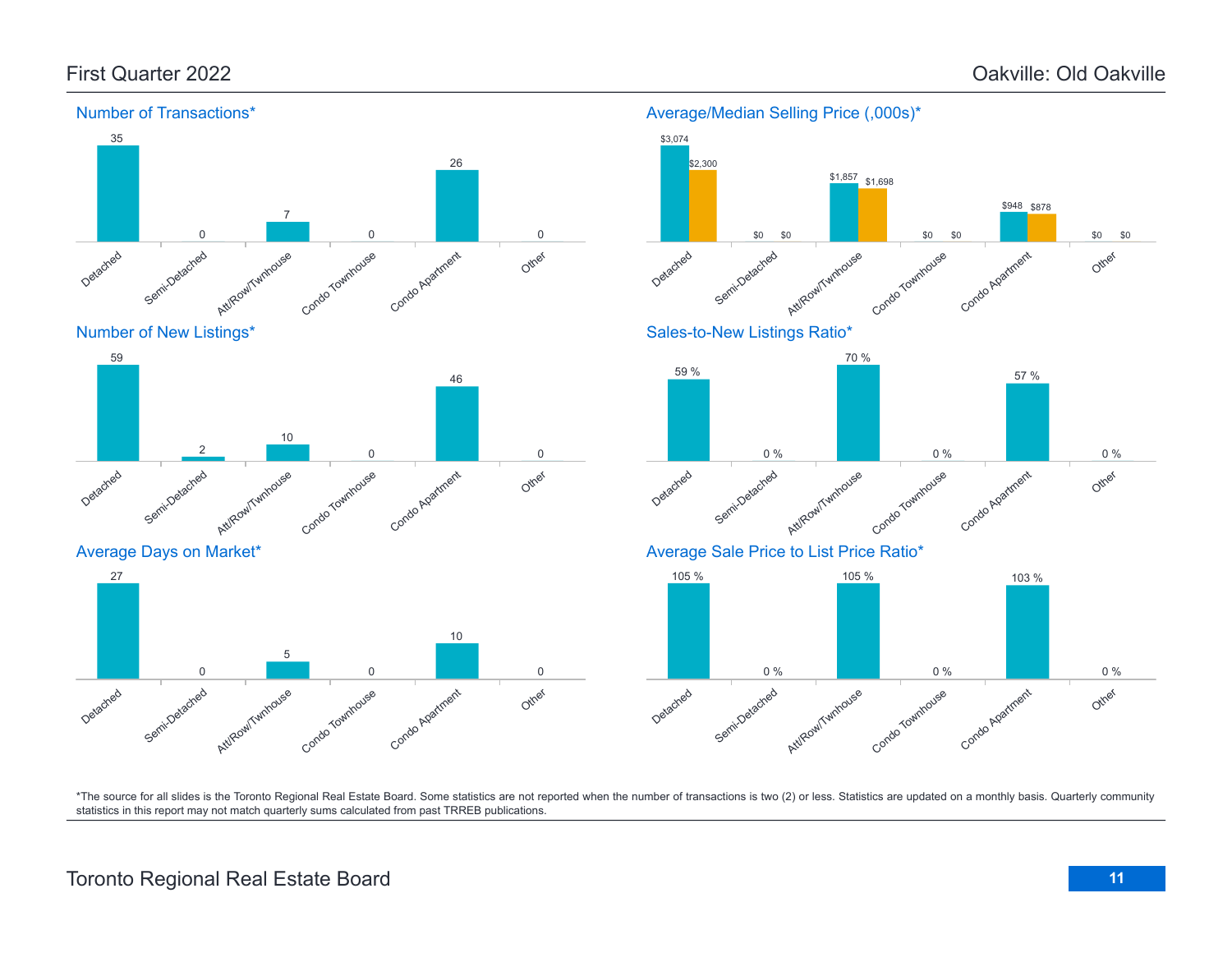# First Quarter 2022

# Oakville: Old Oakville

## Number of Transactions*

| Detached | Semi-Detached | Att/Row/Twnhouse | Condo Townhouse | Condo Apartment | Other |
|---|---|---|---|---|---|
| 35 | 0 | 7 | 0 | 26 | 0 |

## Average/Median Selling Price (,000s)*

| | Detached | Semi-Detached | Att/Row/Twnhouse | Condo Townhouse | Condo Apartment | Other |
|---|---|---|---|---|---|---|
| Average | $3,074 | $0 | $1,857 | $0 | $948 | $0 |
| Median | $2,300 | $0 | $1,698 | $0 | $878 | $0 |

## Number of New Listings*

| Detached | Semi-Detached | Att/Row/Twnhouse | Condo Townhouse | Condo Apartment | Other |
|---|---|---|---|---|---|
| 59 | 2 | 10 | 0 | 46 | 0 |

## Sales-to-New Listings Ratio*

| Detached | Semi-Detached | Att/Row/Twnhouse | Condo Townhouse | Condo Apartment | Other |
|---|---|---|---|---|---|
| 59 % | 0 % | 70 % | 0 % | 57 % | 0 % |

## Average Days on Market*

| Detached | Semi-Detached | Att/Row/Twnhouse | Condo Townhouse | Condo Apartment | Other |
|---|---|---|---|---|---|
| 27 | 0 | 5 | 0 | 10 | 0 |

## Average Sale Price to List Price Ratio*

| Detached | Semi-Detached | Att/Row/Twnhouse | Condo Townhouse | Condo Apartment | Other |
|---|---|---|---|---|---|
| 105 % | 0 % | 105 % | 0 % | 103 % | 0 % |

*The source for all slides is the Toronto Regional Real Estate Board. Some statistics are not reported when the number of transactions is two (2) or less. Statistics are updated on a monthly basis. Quarterly community statistics in this report may not match quarterly sums calculated from past TRREB publications.

Toronto Regional Real Estate Board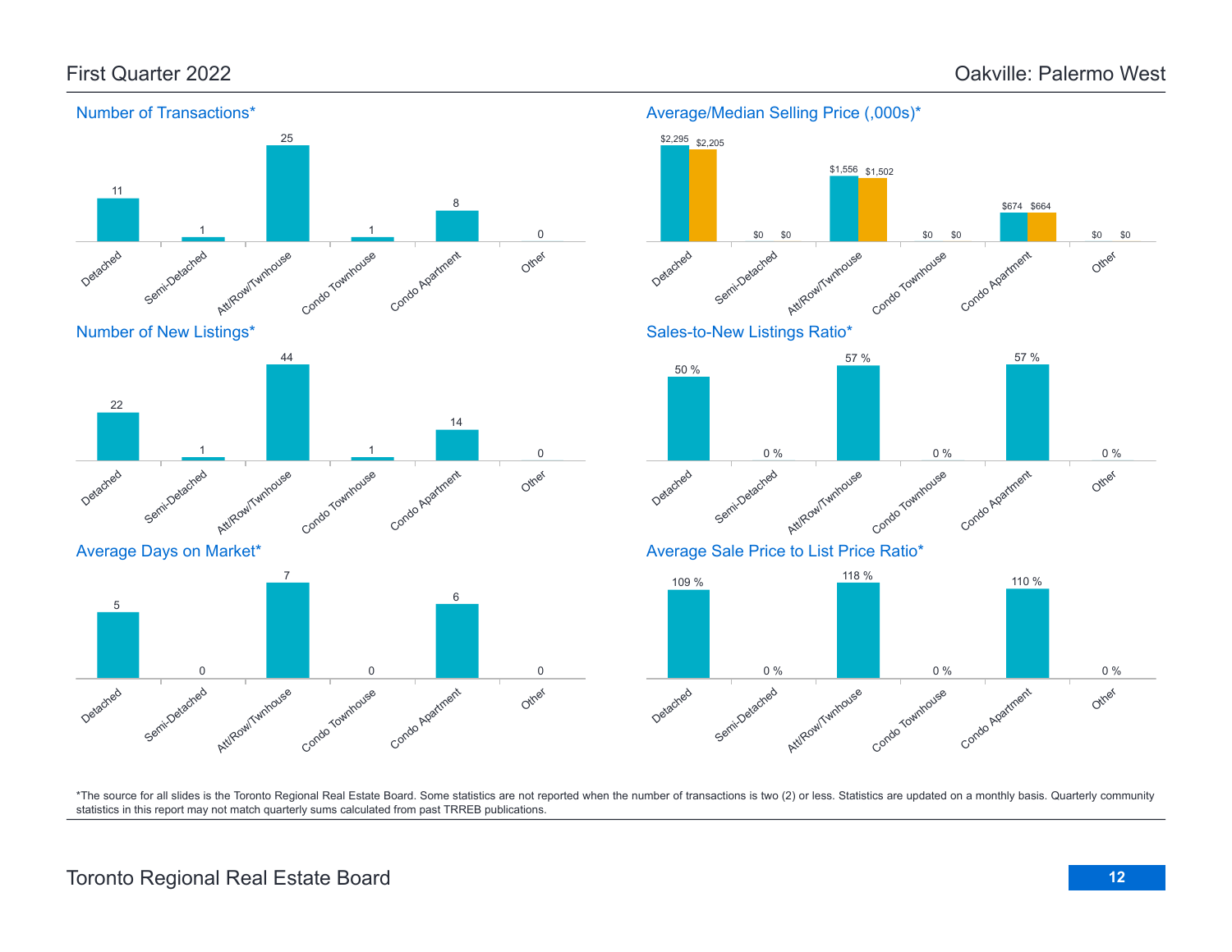First Quarter 2022

Oakville: Palermo West

## Number of Transactions*

| Detached | Semi-Detached | Att/Row/Twnhouse | Condo Townhouse | Condo Apartment | Other |
|---|---|---|---|---|---|
| 11 | 1 | 25 | 1 | 8 | 0 |

## Average/Median Selling Price (,000s)*

| | Detached | Semi-Detached | Att/Row/Twnhouse | Condo Townhouse | Condo Apartment | Other |
|---|---|---|---|---|---|---|
| Average | $2,295 | $0 | $1,556 | $0 | $674 | $0 |
| Median | $2,205 | $0 | $1,502 | $0 | $664 | $0 |

## Number of New Listings*

| Detached | Semi-Detached | Att/Row/Twnhouse | Condo Townhouse | Condo Apartment | Other |
|---|---|---|---|---|---|
| 22 | 1 | 44 | 1 | 14 | 0 |

## Sales-to-New Listings Ratio*

| Detached | Semi-Detached | Att/Row/Twnhouse | Condo Townhouse | Condo Apartment | Other |
|---|---|---|---|---|---|
| 50 % | 0 % | 57 % | 0 % | 57 % | 0 % |

## Average Days on Market*

| Detached | Semi-Detached | Att/Row/Twnhouse | Condo Townhouse | Condo Apartment | Other |
|---|---|---|---|---|---|
| 5 | 0 | 7 | 0 | 6 | 0 |

## Average Sale Price to List Price Ratio*

| Detached | Semi-Detached | Att/Row/Twnhouse | Condo Townhouse | Condo Apartment | Other |
|---|---|---|---|---|---|
| 109 % | 0 % | 118 % | 0 % | 110 % | 0 % |

*The source for all slides is the Toronto Regional Real Estate Board. Some statistics are not reported when the number of transactions is two (2) or less. Statistics are updated on a monthly basis. Quarterly community statistics in this report may not match quarterly sums calculated from past TRREB publications.

Toronto Regional Real Estate Board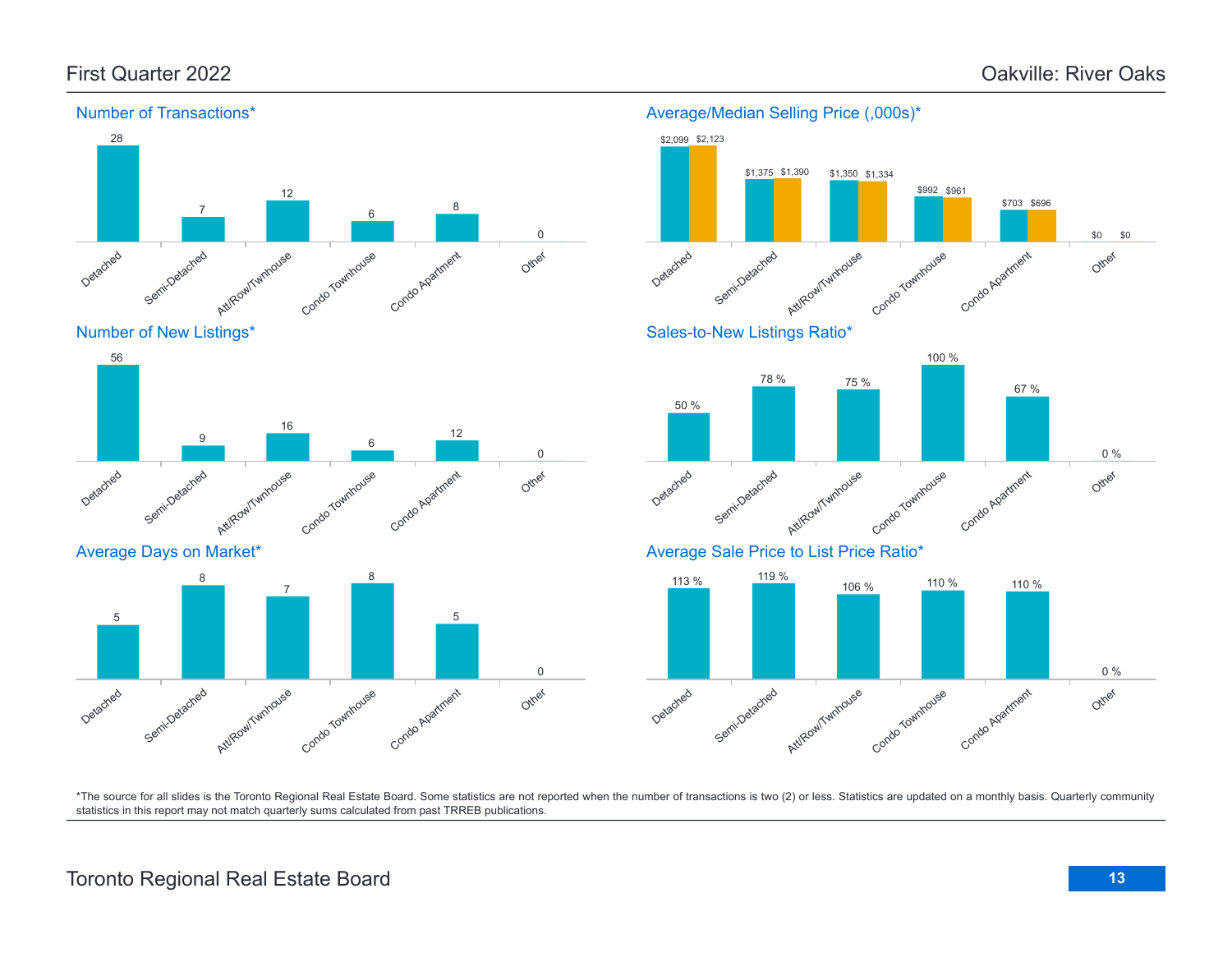# First Quarter 2022 — Oakville: River Oaks

## Number of Transactions*

| Detached | Semi-Detached | Att/Row/Twnhouse | Condo Townhouse | Condo Apartment | Other |
|---|---|---|---|---|---|
| 28 | 7 | 12 | 6 | 8 | 0 |

## Average/Median Selling Price (,000s)*

| | Detached | Semi-Detached | Att/Row/Twnhouse | Condo Townhouse | Condo Apartment | Other |
|---|---|---|---|---|---|---|
| Average | $2,099 | $1,375 | $1,350 | $992 | $703 | $0 |
| Median | $2,123 | $1,390 | $1,334 | $961 | $696 | $0 |

## Number of New Listings*

| Detached | Semi-Detached | Att/Row/Twnhouse | Condo Townhouse | Condo Apartment | Other |
|---|---|---|---|---|---|
| 56 | 9 | 16 | 6 | 12 | 0 |

## Sales-to-New Listings Ratio*

| Detached | Semi-Detached | Att/Row/Twnhouse | Condo Townhouse | Condo Apartment | Other |
|---|---|---|---|---|---|
| 50 % | 78 % | 75 % | 100 % | 67 % | 0 % |

## Average Days on Market*

| Detached | Semi-Detached | Att/Row/Twnhouse | Condo Townhouse | Condo Apartment | Other |
|---|---|---|---|---|---|
| 5 | 8 | 7 | 8 | 5 | 0 |

## Average Sale Price to List Price Ratio*

| Detached | Semi-Detached | Att/Row/Twnhouse | Condo Townhouse | Condo Apartment | Other |
|---|---|---|---|---|---|
| 113 % | 119 % | 106 % | 110 % | 110 % | 0 % |

*The source for all slides is the Toronto Regional Real Estate Board. Some statistics are not reported when the number of transactions is two (2) or less. Statistics are updated on a monthly basis. Quarterly community statistics in this report may not match quarterly sums calculated from past TRREB publications.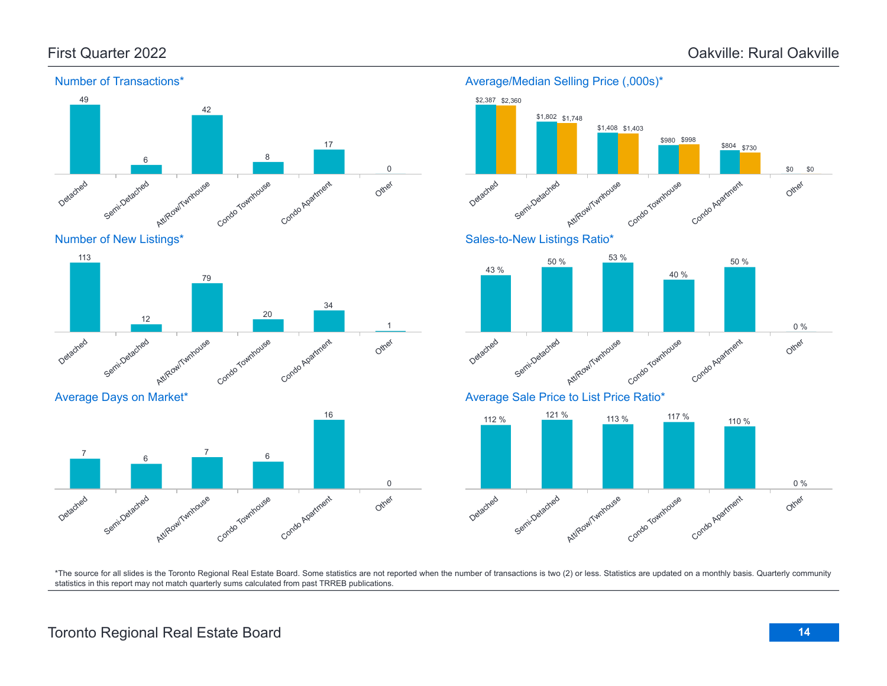First Quarter 2022

Oakville: Rural Oakville

## Number of Transactions*

| Detached | Semi-Detached | Att/Row/Twnhouse | Condo Townhouse | Condo Apartment | Other |
|---|---|---|---|---|---|
| 49 | 6 | 42 | 8 | 17 | 0 |

## Average/Median Selling Price (,000s)*

| | Detached | Semi-Detached | Att/Row/Twnhouse | Condo Townhouse | Condo Apartment | Other |
|---|---|---|---|---|---|---|
| Average | $2,387 | $1,802 | $1,408 | $980 | $804 | $0 |
| Median | $2,360 | $1,748 | $1,403 | $998 | $730 | $0 |

## Number of New Listings*

| Detached | Semi-Detached | Att/Row/Twnhouse | Condo Townhouse | Condo Apartment | Other |
|---|---|---|---|---|---|
| 113 | 12 | 79 | 20 | 34 | 1 |

## Sales-to-New Listings Ratio*

| Detached | Semi-Detached | Att/Row/Twnhouse | Condo Townhouse | Condo Apartment | Other |
|---|---|---|---|---|---|
| 43 % | 50 % | 53 % | 40 % | 50 % | 0 % |

## Average Days on Market*

| Detached | Semi-Detached | Att/Row/Twnhouse | Condo Townhouse | Condo Apartment | Other |
|---|---|---|---|---|---|
| 7 | 6 | 7 | 6 | 16 | 0 |

## Average Sale Price to List Price Ratio*

| Detached | Semi-Detached | Att/Row/Twnhouse | Condo Townhouse | Condo Apartment | Other |
|---|---|---|---|---|---|
| 112 % | 121 % | 113 % | 117 % | 110 % | 0 % |

*The source for all slides is the Toronto Regional Real Estate Board. Some statistics are not reported when the number of transactions is two (2) or less. Statistics are updated on a monthly basis. Quarterly community statistics in this report may not match quarterly sums calculated from past TRREB publications.

Toronto Regional Real Estate Board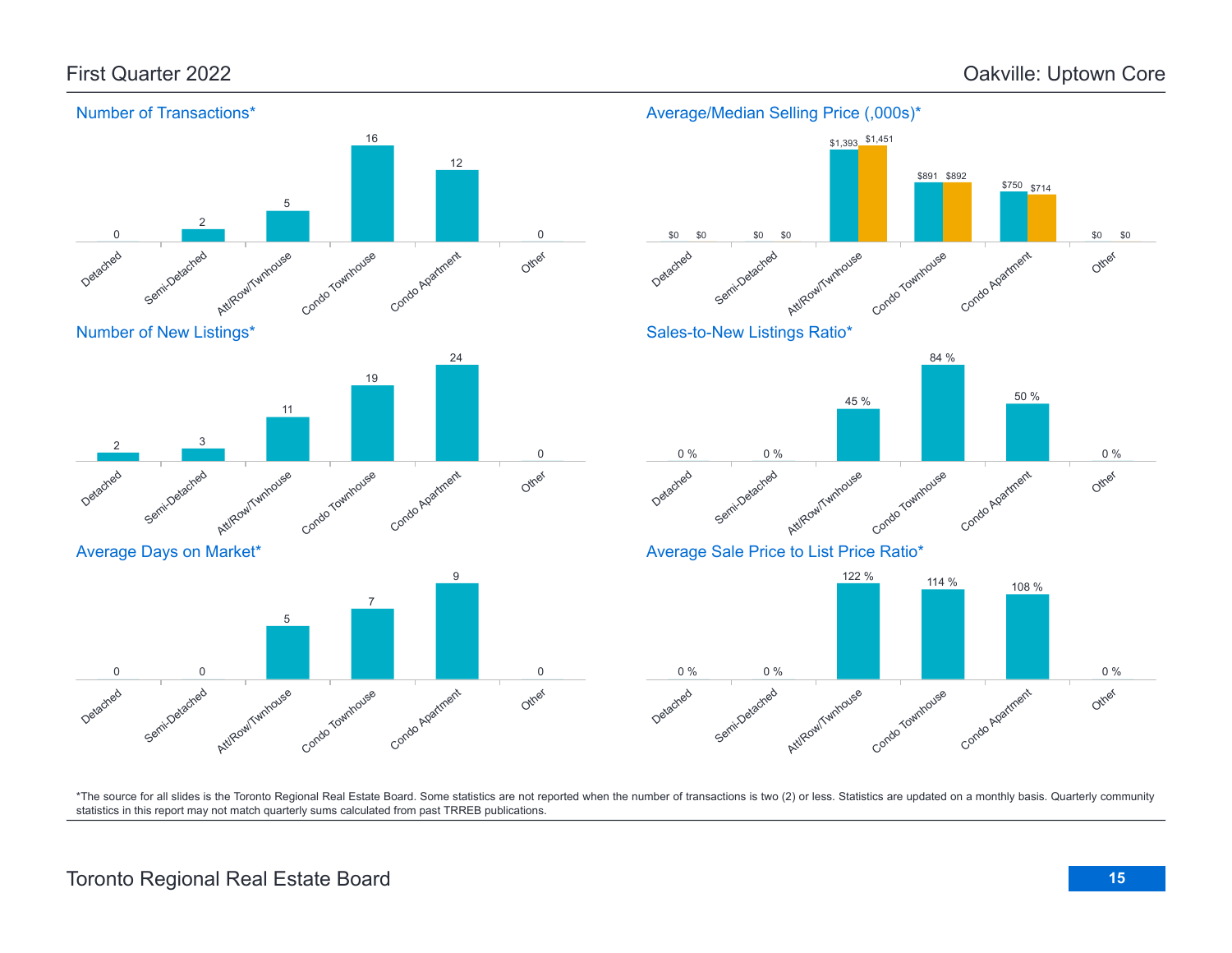# First Quarter 2022

# Oakville: Uptown Core

## Number of Transactions*

| Detached | Semi-Detached | Att/Row/Twnhouse | Condo Townhouse | Condo Apartment | Other |
|---|---|---|---|---|---|
| 0 | 2 | 5 | 16 | 12 | 0 |

## Average/Median Selling Price (,000s)*

| | Detached | Semi-Detached | Att/Row/Twnhouse | Condo Townhouse | Condo Apartment | Other |
|---|---|---|---|---|---|---|
| Average | $0 | $0 | $1,393 | $891 | $750 | $0 |
| Median | $0 | $0 | $1,451 | $892 | $714 | $0 |

## Number of New Listings*

| Detached | Semi-Detached | Att/Row/Twnhouse | Condo Townhouse | Condo Apartment | Other |
|---|---|---|---|---|---|
| 2 | 3 | 11 | 19 | 24 | 0 |

## Sales-to-New Listings Ratio*

| Detached | Semi-Detached | Att/Row/Twnhouse | Condo Townhouse | Condo Apartment | Other |
|---|---|---|---|---|---|
| 0 % | 0 % | 45 % | 84 % | 50 % | 0 % |

## Average Days on Market*

| Detached | Semi-Detached | Att/Row/Twnhouse | Condo Townhouse | Condo Apartment | Other |
|---|---|---|---|---|---|
| 0 | 0 | 5 | 7 | 9 | 0 |

## Average Sale Price to List Price Ratio*

| Detached | Semi-Detached | Att/Row/Twnhouse | Condo Townhouse | Condo Apartment | Other |
|---|---|---|---|---|---|
| 0 % | 0 % | 122 % | 114 % | 108 % | 0 % |

*The source for all slides is the Toronto Regional Real Estate Board. Some statistics are not reported when the number of transactions is two (2) or less. Statistics are updated on a monthly basis. Quarterly community statistics in this report may not match quarterly sums calculated from past TRREB publications.

Toronto Regional Real Estate Board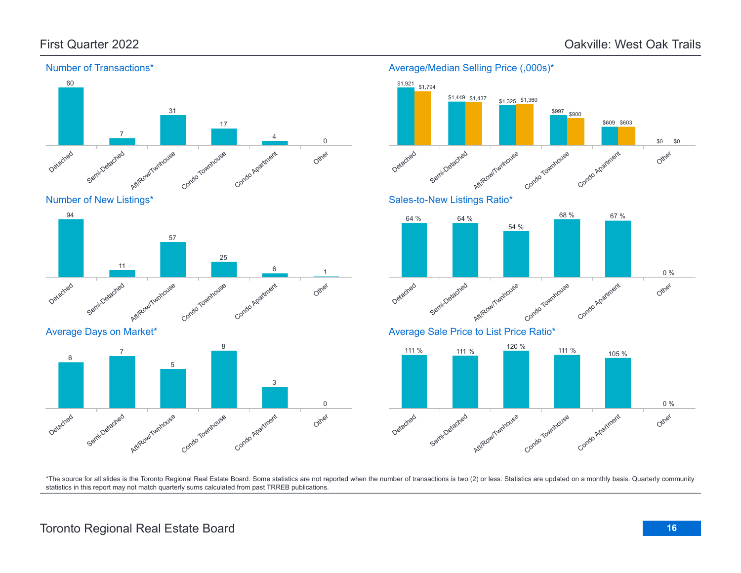# First Quarter 2022 — Oakville: West Oak Trails

## Number of Transactions*

| Detached | Semi-Detached | Att/Row/Twnhouse | Condo Townhouse | Condo Apartment | Other |
|---|---|---|---|---|---|
| 60 | 7 | 31 | 17 | 4 | 0 |

## Average/Median Selling Price (,000s)*

| | Detached | Semi-Detached | Att/Row/Twnhouse | Condo Townhouse | Condo Apartment | Other |
|---|---|---|---|---|---|---|
| Average | $1,921 | $1,449 | $1,325 | $997 | $609 | $0 |
| Median | $1,794 | $1,437 | $1,360 | $900 | $603 | $0 |

## Number of New Listings*

| Detached | Semi-Detached | Att/Row/Twnhouse | Condo Townhouse | Condo Apartment | Other |
|---|---|---|---|---|---|
| 94 | 11 | 57 | 25 | 6 | 1 |

## Sales-to-New Listings Ratio*

| Detached | Semi-Detached | Att/Row/Twnhouse | Condo Townhouse | Condo Apartment | Other |
|---|---|---|---|---|---|
| 64 % | 64 % | 54 % | 68 % | 67 % | 0 % |

## Average Days on Market*

| Detached | Semi-Detached | Att/Row/Twnhouse | Condo Townhouse | Condo Apartment | Other |
|---|---|---|---|---|---|
| 6 | 7 | 5 | 8 | 3 | 0 |

## Average Sale Price to List Price Ratio*

| Detached | Semi-Detached | Att/Row/Twnhouse | Condo Townhouse | Condo Apartment | Other |
|---|---|---|---|---|---|
| 111 % | 111 % | 120 % | 111 % | 105 % | 0 % |

*The source for all slides is the Toronto Regional Real Estate Board. Some statistics are not reported when the number of transactions is two (2) or less. Statistics are updated on a monthly basis. Quarterly community statistics in this report may not match quarterly sums calculated from past TRREB publications.

Toronto Regional Real Estate Board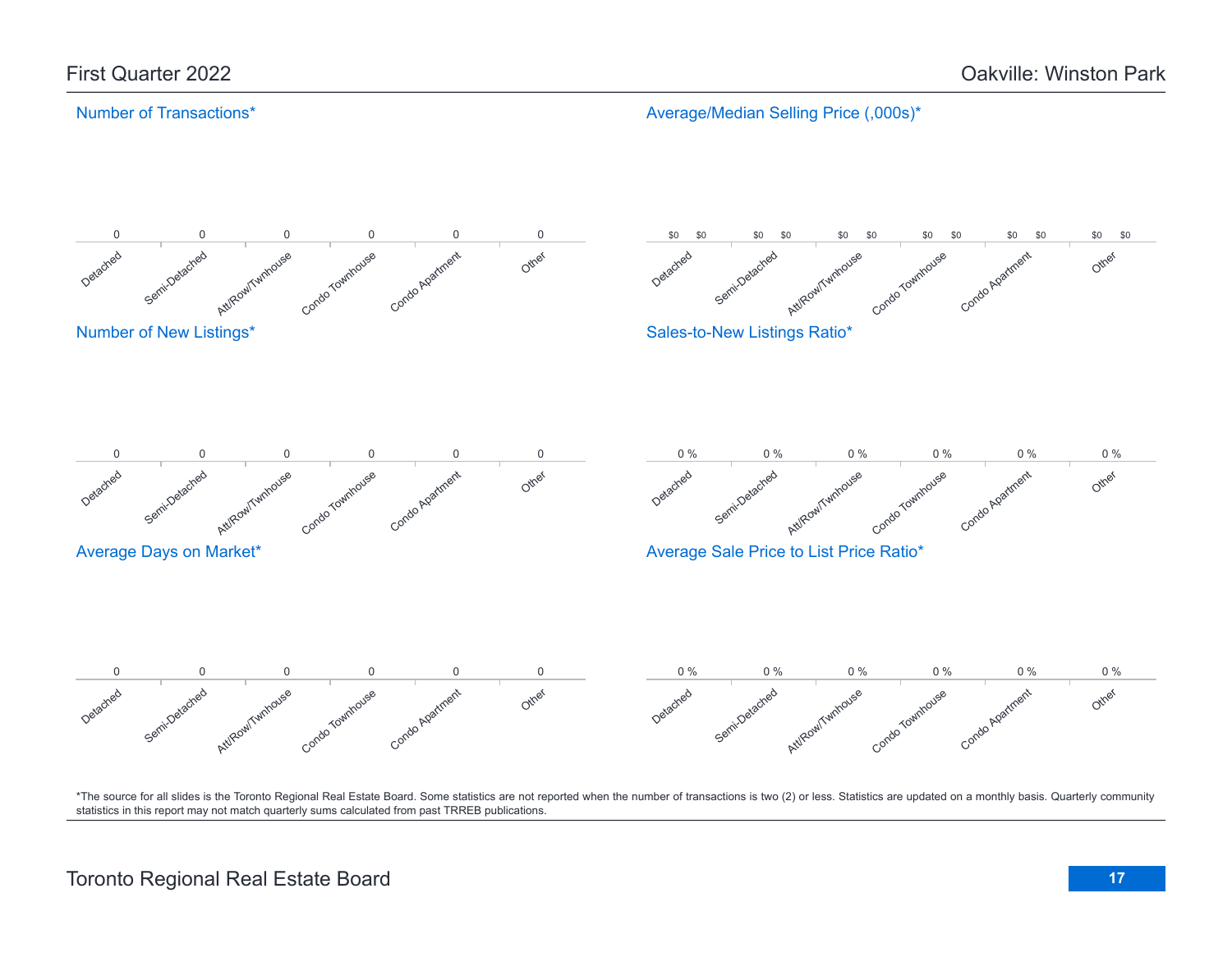First Quarter 2022

Oakville: Winston Park

### Number of Transactions*

0 0 0 0 0 0

Detached
Semi-Detached
Att/Row/Twnhouse
Condo Townhouse
Condo Apartment
Other

### Average/Median Selling Price (,000s)*

$0 $0 $0 $0 $0 $0 $0 $0 $0 $0 $0 $0

Detached
Semi-Detached
Att/Row/Twnhouse
Condo Townhouse
Condo Apartment
Other

### Number of New Listings*

0 0 0 0 0 0

Detached
Semi-Detached
Att/Row/Twnhouse
Condo Townhouse
Condo Apartment
Other

### Sales-to-New Listings Ratio*

0 % 0 % 0 % 0 % 0 % 0 %

Detached
Semi-Detached
Att/Row/Twnhouse
Condo Townhouse
Condo Apartment
Other

### Average Days on Market*

0 0 0 0 0 0

Detached
Semi-Detached
Att/Row/Twnhouse
Condo Townhouse
Condo Apartment
Other

### Average Sale Price to List Price Ratio*

0 % 0 % 0 % 0 % 0 % 0 %

Detached
Semi-Detached
Att/Row/Twnhouse
Condo Townhouse
Condo Apartment
Other

*The source for all slides is the Toronto Regional Real Estate Board. Some statistics are not reported when the number of transactions is two (2) or less. Statistics are updated on a monthly basis. Quarterly community statistics in this report may not match quarterly sums calculated from past TRREB publications.

Toronto Regional Real Estate Board